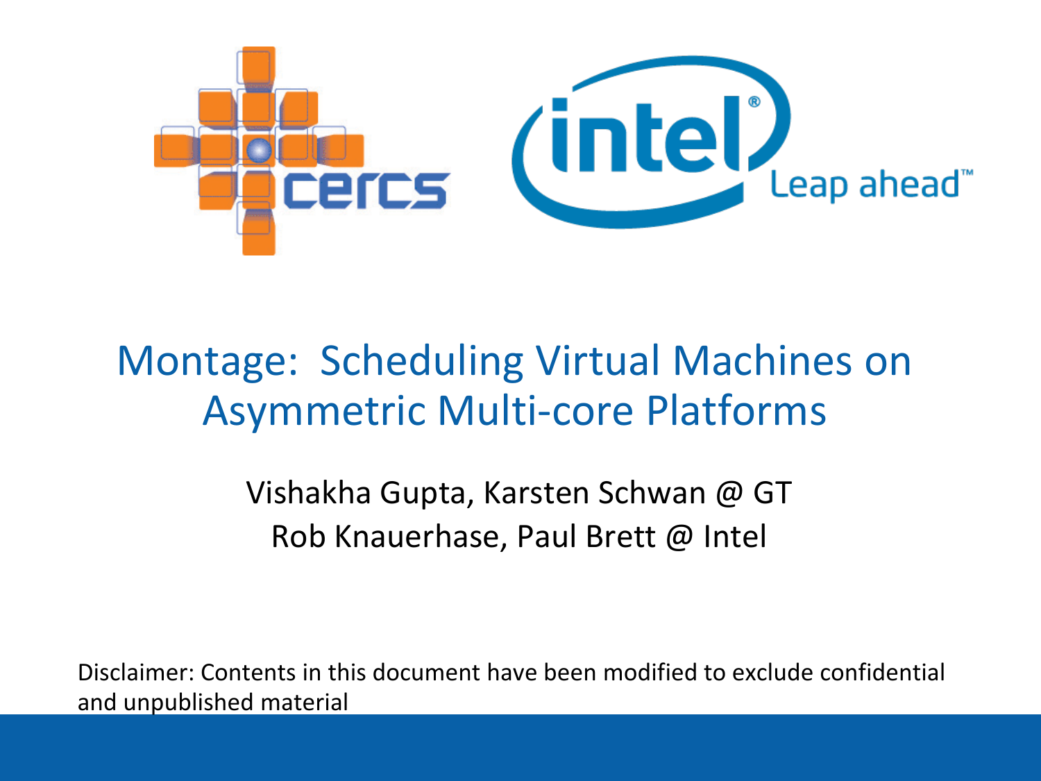# Montage: Scheduling Virtual Machines on Asymmetric Multi-core Platforms

Vishakha Gupta, Karsten Schwan @ GT

Rob Knauerhase, Paul Brett @ Intel

Disclaimer: Contents in this document have been modified to exclude confidential and unpublished material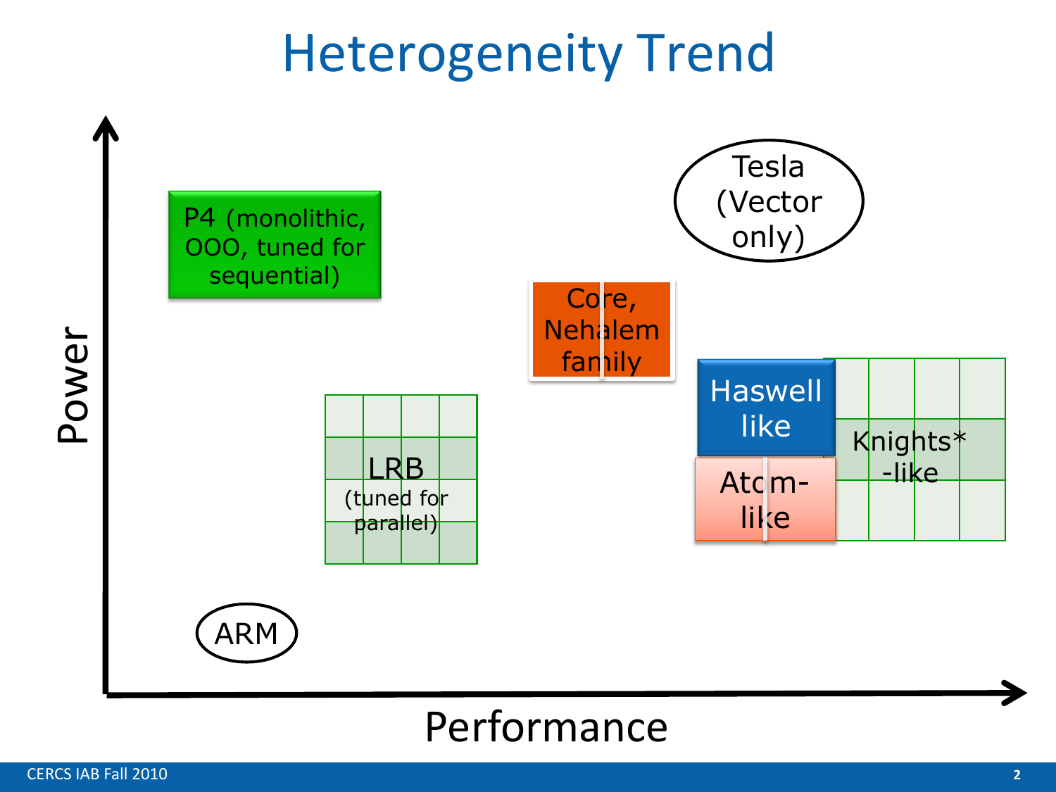# Heterogeneity Trend

Power

Performance

P4 (monolithic, OOO, tuned for sequential)

Tesla (Vector only)

Core, Nehalem family

Haswell like

Knights* -like

Atom-like

LRB (tuned for parallel)

ARM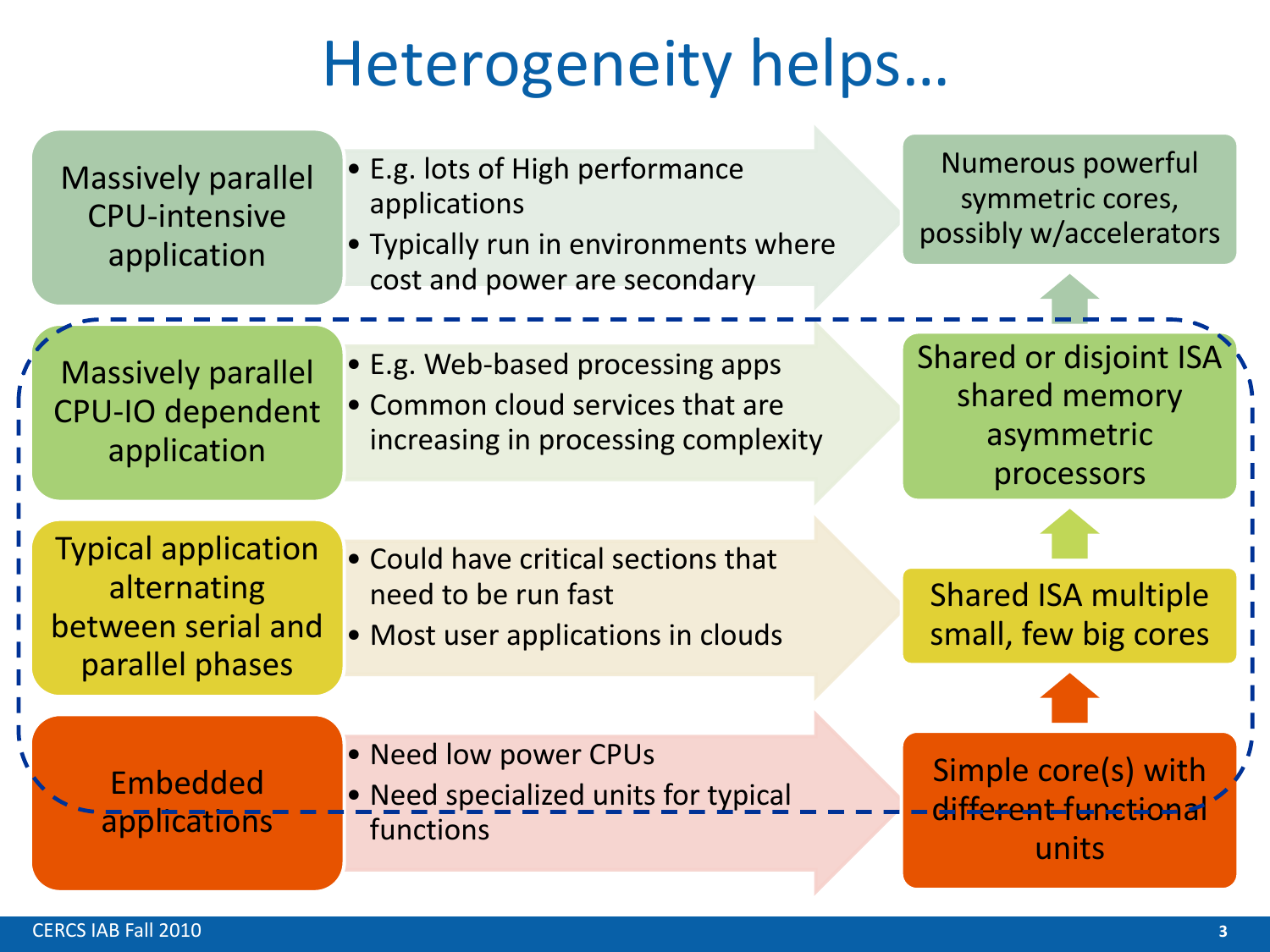# Heterogeneity helps…

**Massively parallel CPU-intensive application**

- E.g. lots of High performance applications
- Typically run in environments where cost and power are secondary

→ Numerous powerful symmetric cores, possibly w/accelerators

**Massively parallel CPU-IO dependent application**

- E.g. Web-based processing apps
- Common cloud services that are increasing in processing complexity

→ Shared or disjoint ISA shared memory asymmetric processors

**Typical application alternating between serial and parallel phases**

- Could have critical sections that need to be run fast
- Most user applications in clouds

→ Shared ISA multiple small, few big cores

**Embedded applications**

- Need low power CPUs
- Need specialized units for typical functions

→ Simple core(s) with different functional units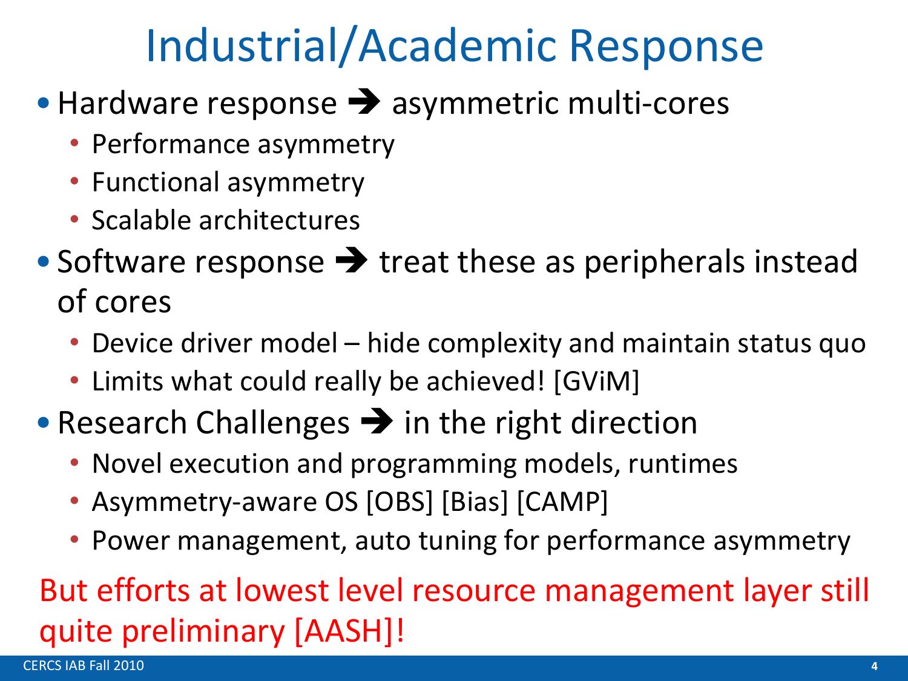# Industrial/Academic Response

- Hardware response ➔ asymmetric multi-cores
  - Performance asymmetry
  - Functional asymmetry
  - Scalable architectures
- Software response ➔ treat these as peripherals instead of cores
  - Device driver model – hide complexity and maintain status quo
  - Limits what could really be achieved! [GViM]
- Research Challenges ➔ in the right direction
  - Novel execution and programming models, runtimes
  - Asymmetry-aware OS [OBS] [Bias] [CAMP]
  - Power management, auto tuning for performance asymmetry

But efforts at lowest level resource management layer still quite preliminary [AASH]!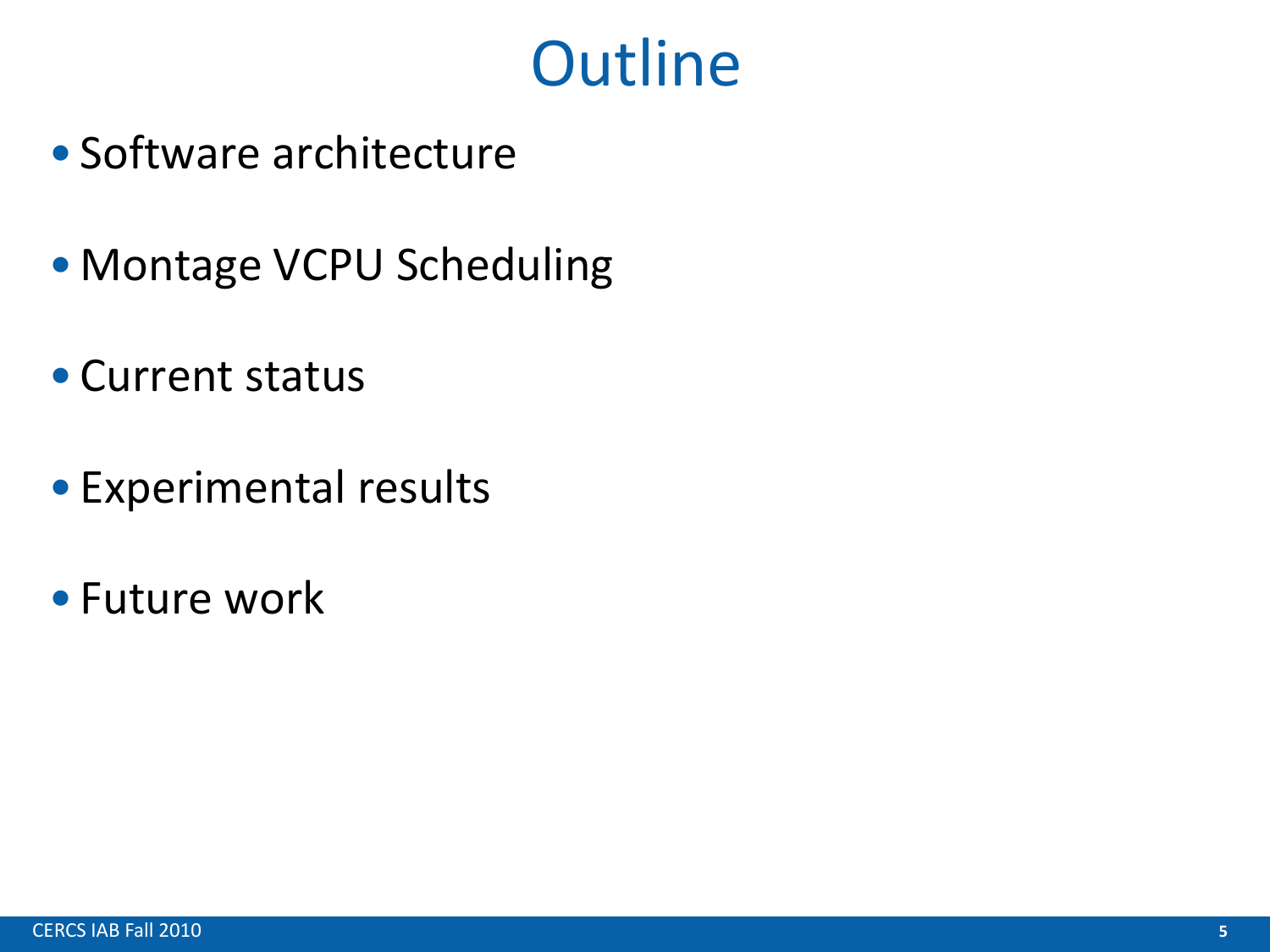# Outline

- Software architecture
- Montage VCPU Scheduling
- Current status
- Experimental results
- Future work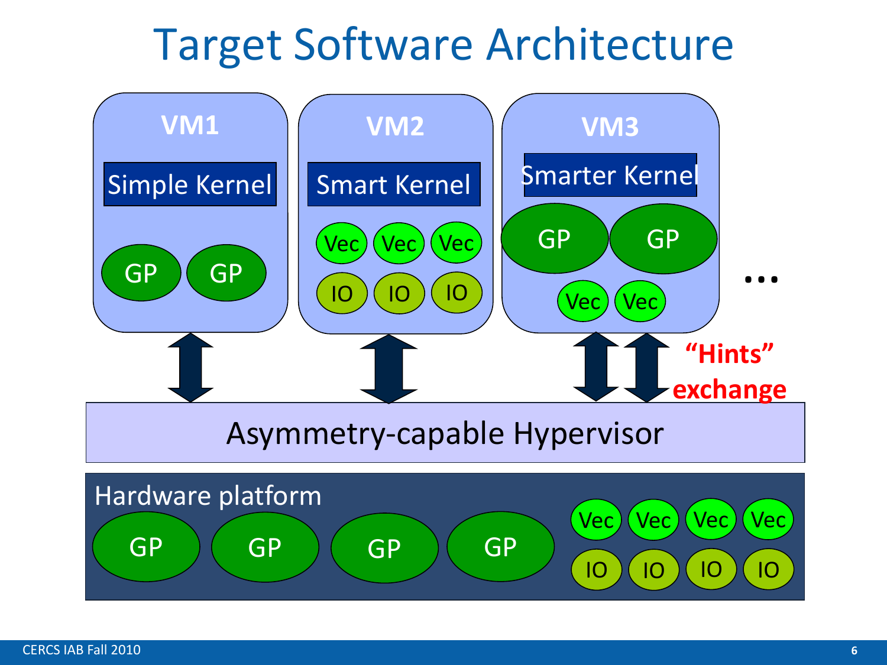# Target Software Architecture

**VM1**

Simple Kernel

GP GP

**VM2**

Smart Kernel

Vec Vec Vec

IO IO IO

**VM3**

Smarter Kernel

GP GP

Vec Vec

…

**"Hints" exchange**

Asymmetry-capable Hypervisor

Hardware platform

GP GP GP GP

Vec Vec Vec Vec

IO IO IO IO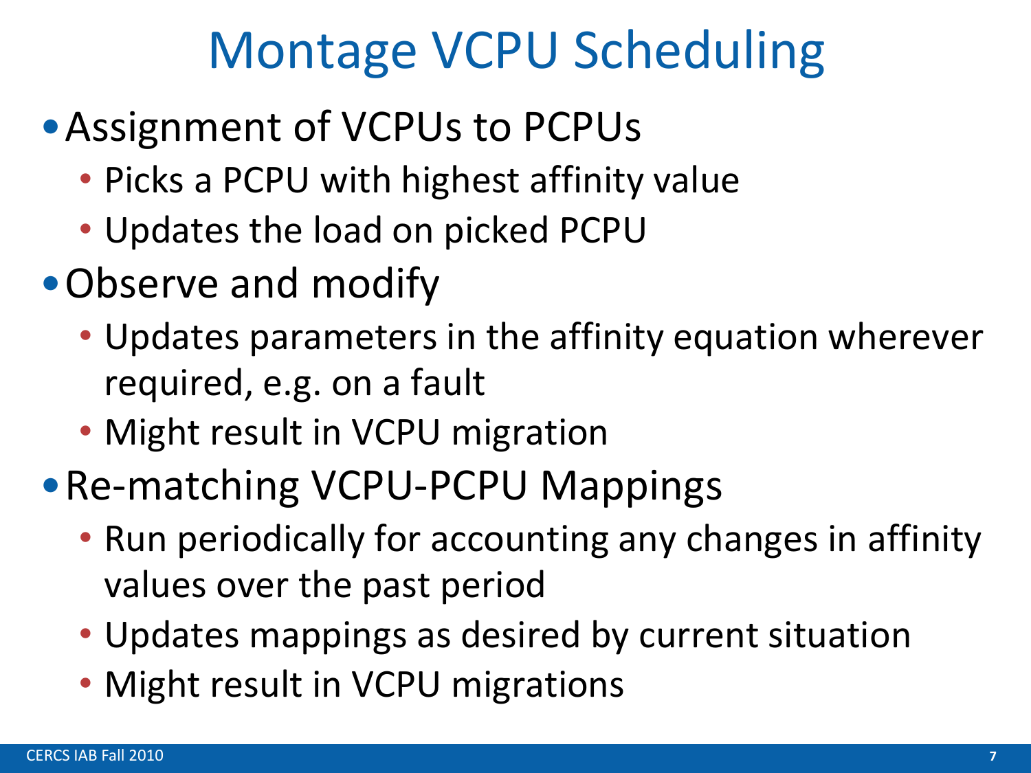# Montage VCPU Scheduling

- Assignment of VCPUs to PCPUs
  - Picks a PCPU with highest affinity value
  - Updates the load on picked PCPU
- Observe and modify
  - Updates parameters in the affinity equation wherever required, e.g. on a fault
  - Might result in VCPU migration
- Re-matching VCPU-PCPU Mappings
  - Run periodically for accounting any changes in affinity values over the past period
  - Updates mappings as desired by current situation
  - Might result in VCPU migrations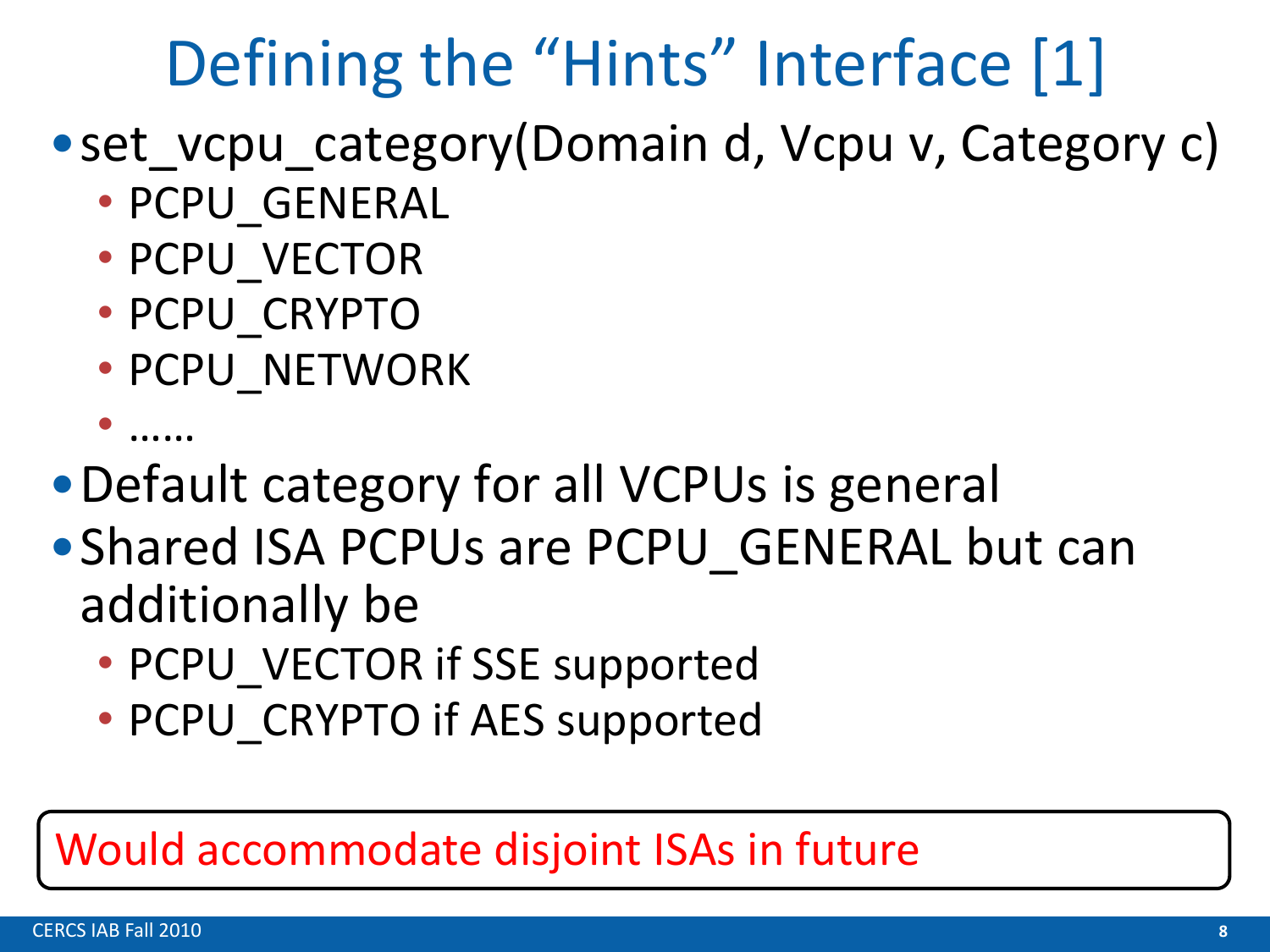# Defining the "Hints" Interface [1]

- set_vcpu_category(Domain d, Vcpu v, Category c)
  - PCPU_GENERAL
  - PCPU_VECTOR
  - PCPU_CRYPTO
  - PCPU_NETWORK
  - ……
- Default category for all VCPUs is general
- Shared ISA PCPUs are PCPU_GENERAL but can additionally be
  - PCPU_VECTOR if SSE supported
  - PCPU_CRYPTO if AES supported

Would accommodate disjoint ISAs in future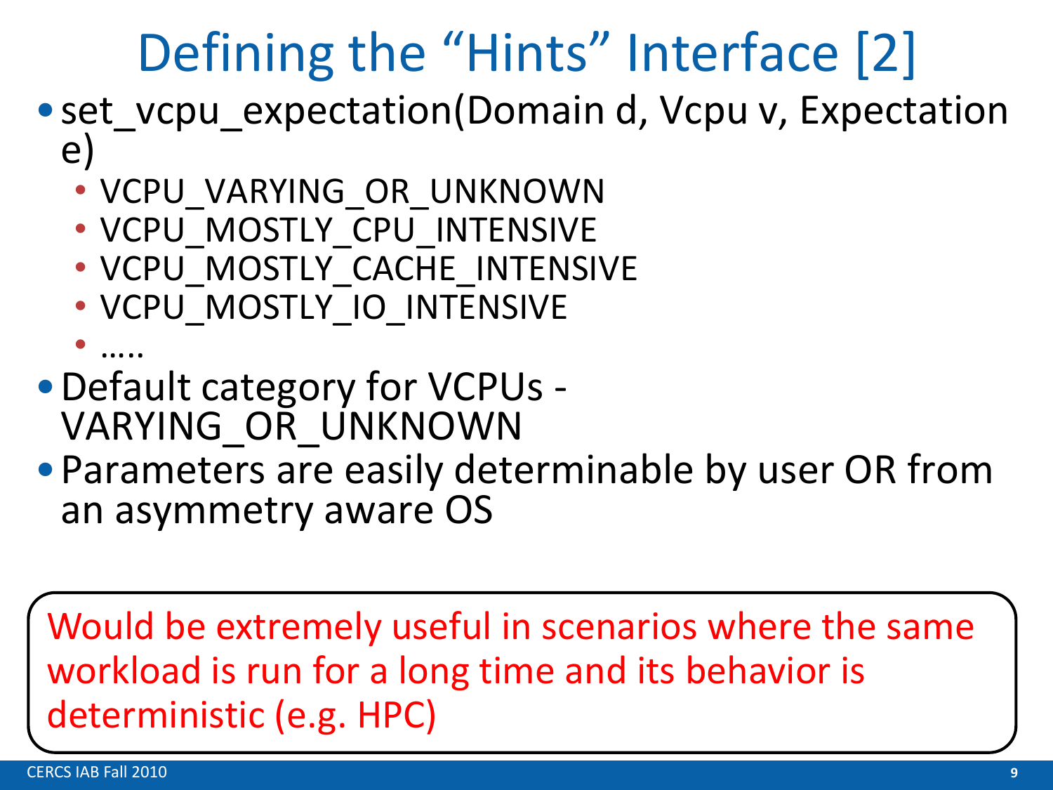# Defining the "Hints" Interface [2]

- set_vcpu_expectation(Domain d, Vcpu v, Expectation e)
  - VCPU_VARYING_OR_UNKNOWN
  - VCPU_MOSTLY_CPU_INTENSIVE
  - VCPU_MOSTLY_CACHE_INTENSIVE
  - VCPU_MOSTLY_IO_INTENSIVE
  - .....
- Default category for VCPUs - VARYING_OR_UNKNOWN
- Parameters are easily determinable by user OR from an asymmetry aware OS

Would be extremely useful in scenarios where the same workload is run for a long time and its behavior is deterministic (e.g. HPC)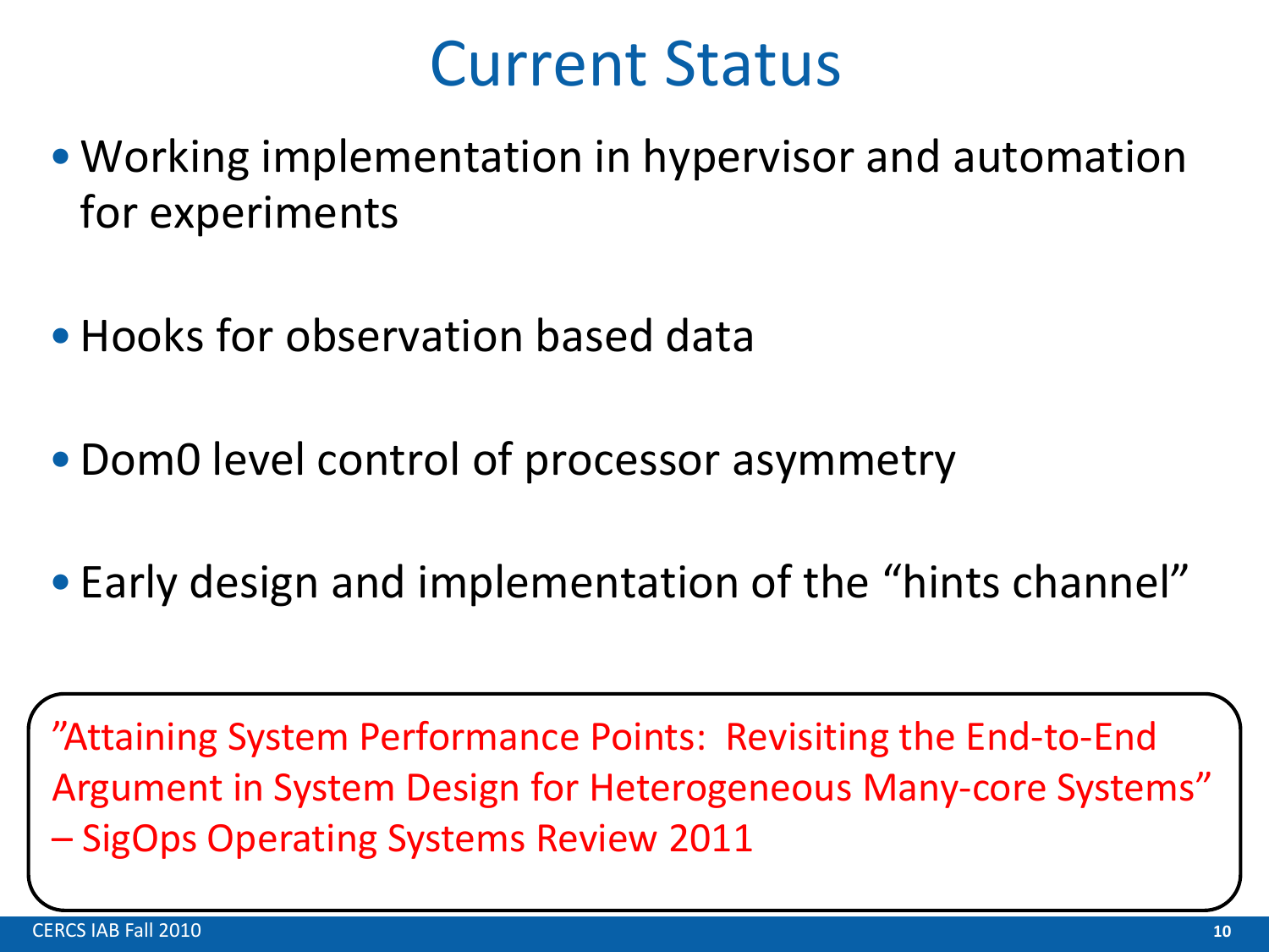# Current Status

- Working implementation in hypervisor and automation for experiments
- Hooks for observation based data
- Dom0 level control of processor asymmetry
- Early design and implementation of the “hints channel”

”Attaining System Performance Points: Revisiting the End-to-End Argument in System Design for Heterogeneous Many-core Systems” – SigOps Operating Systems Review 2011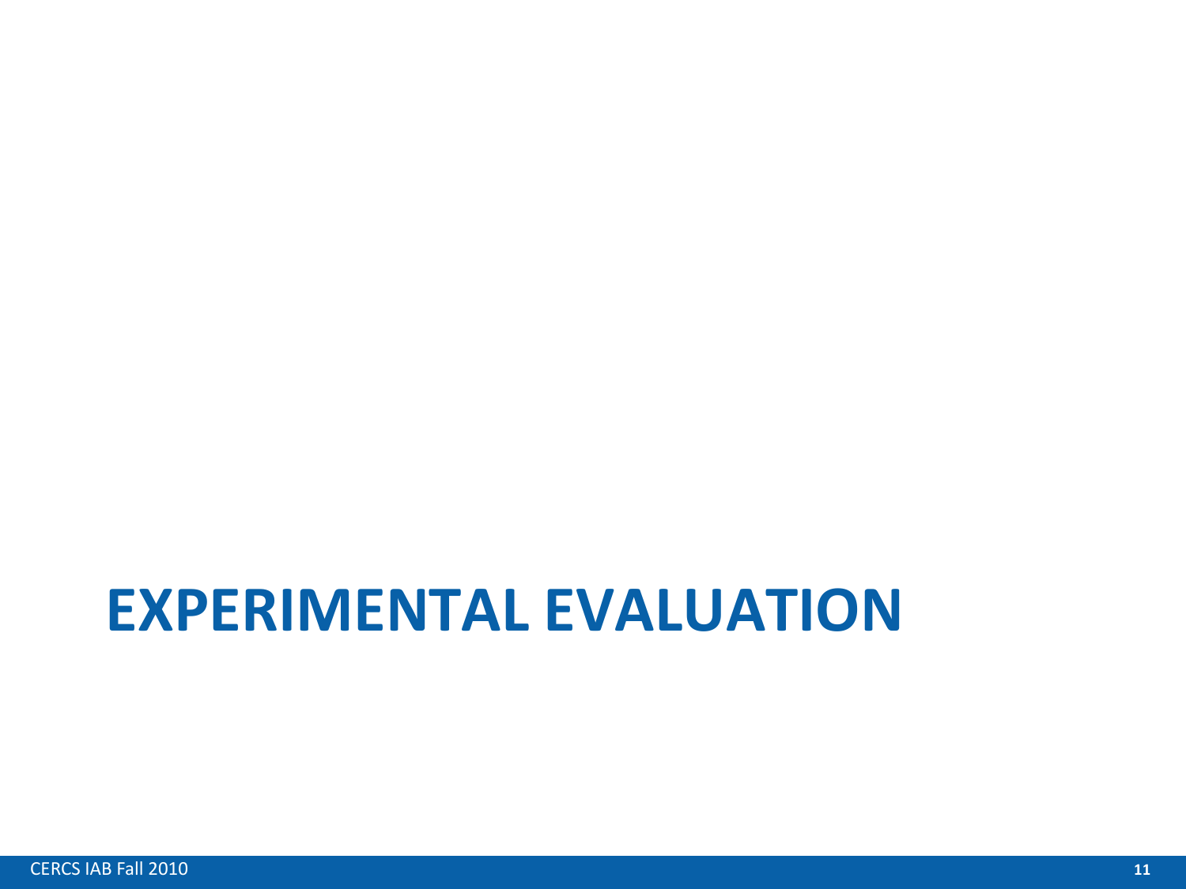# EXPERIMENTAL EVALUATION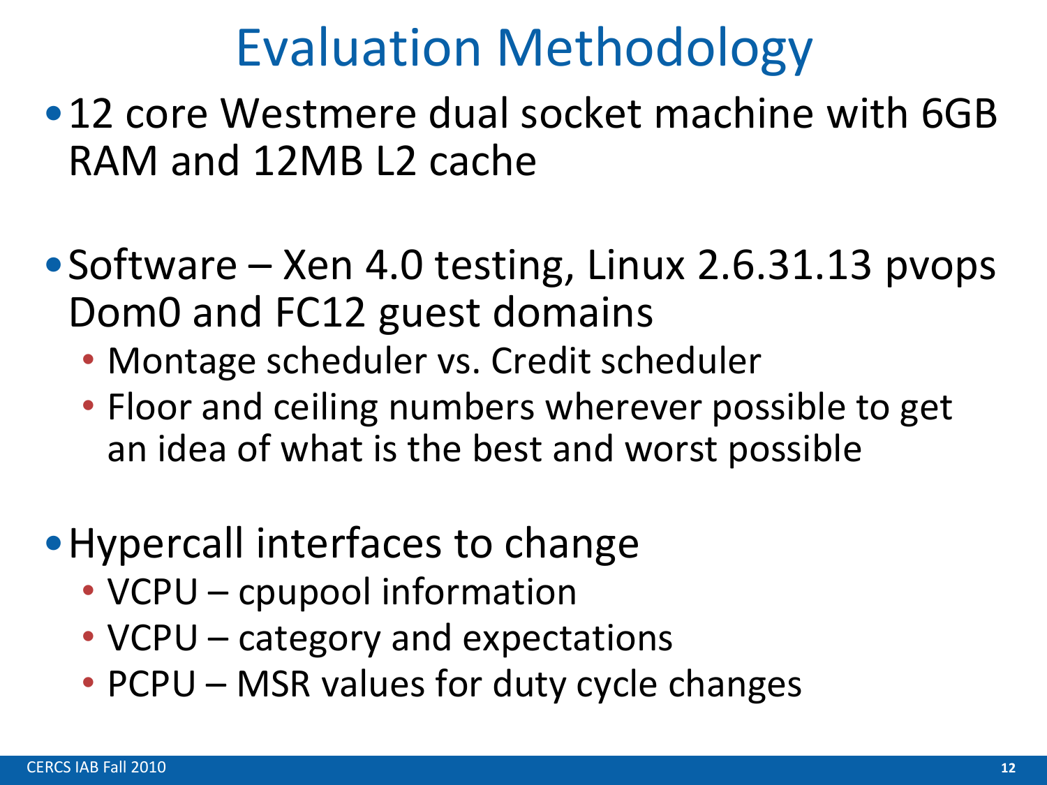# Evaluation Methodology

- 12 core Westmere dual socket machine with 6GB RAM and 12MB L2 cache
- Software – Xen 4.0 testing, Linux 2.6.31.13 pvops Dom0 and FC12 guest domains
  - Montage scheduler vs. Credit scheduler
  - Floor and ceiling numbers wherever possible to get an idea of what is the best and worst possible
- Hypercall interfaces to change
  - VCPU – cpupool information
  - VCPU – category and expectations
  - PCPU – MSR values for duty cycle changes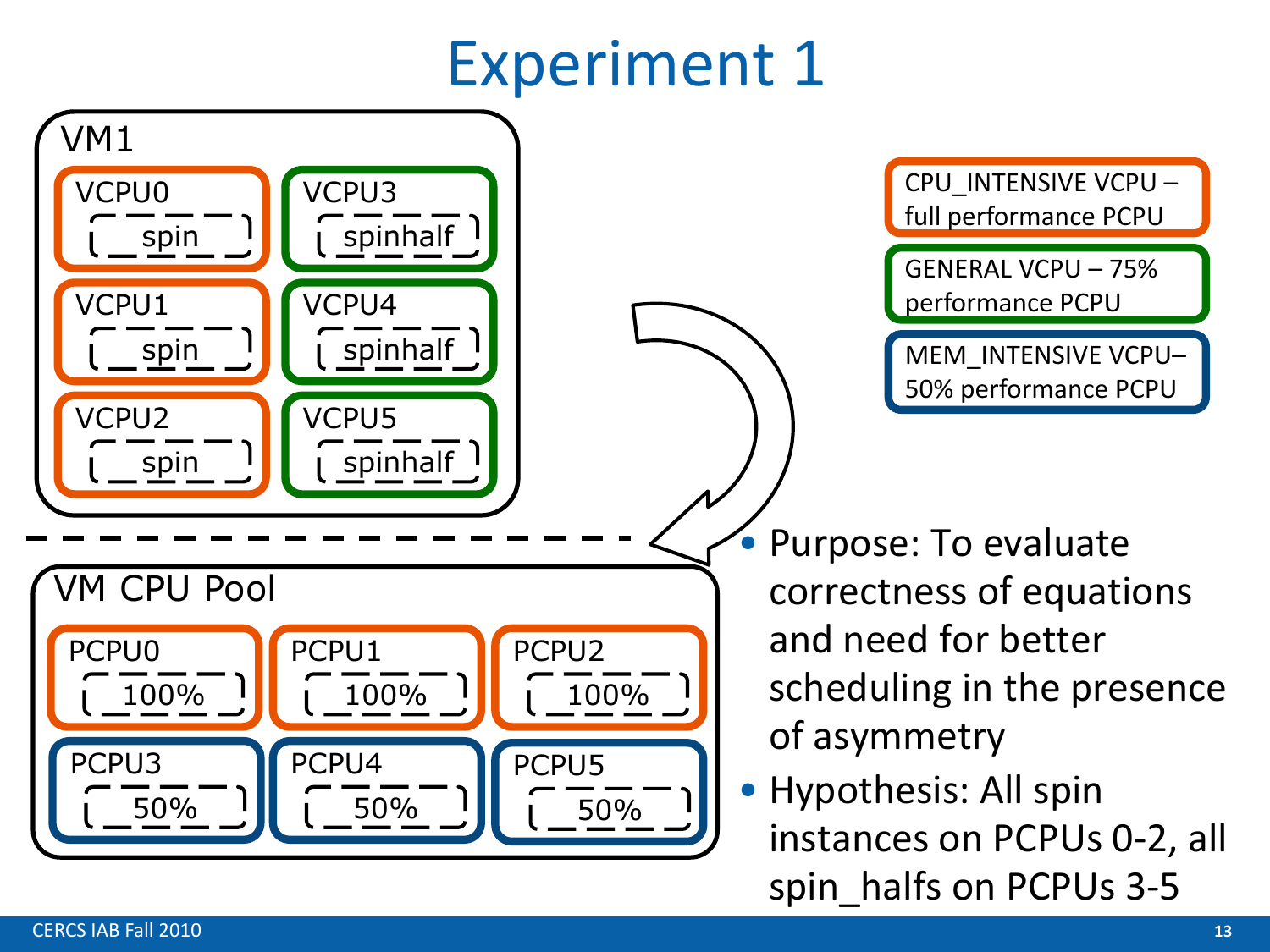# Experiment 1

**VM1**

| VCPU | Workload | VCPU | Workload |
|---|---|---|---|
| VCPU0 | spin | VCPU3 | spinhalf |
| VCPU1 | spin | VCPU4 | spinhalf |
| VCPU2 | spin | VCPU5 | spinhalf |

**VM CPU Pool**

| PCPU | Performance | PCPU | Performance | PCPU | Performance |
|---|---|---|---|---|---|
| PCPU0 | 100% | PCPU1 | 100% | PCPU2 | 100% |
| PCPU3 | 50% | PCPU4 | 50% | PCPU5 | 50% |

- CPU_INTENSIVE VCPU – full performance PCPU
- GENERAL VCPU – 75% performance PCPU
- MEM_INTENSIVE VCPU– 50% performance PCPU

- Purpose: To evaluate correctness of equations and need for better scheduling in the presence of asymmetry
- Hypothesis: All spin instances on PCPUs 0-2, all spin_halfs on PCPUs 3-5

CERCS IAB Fall 2010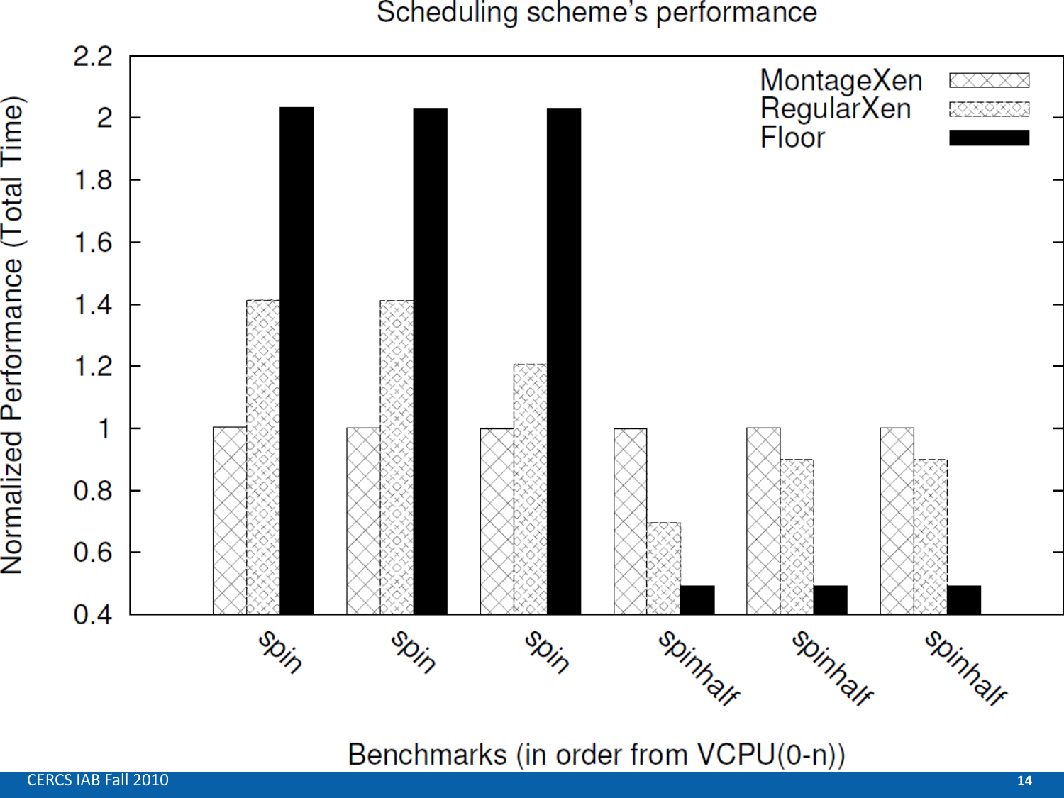# Scheduling scheme's performance

Legend: MontageXen, RegularXen, Floor

Y-axis: Normalized Performance (Total Time)

X-axis: Benchmarks (in order from VCPU(0-n))

| Benchmark | MontageXen | RegularXen | Floor |
| --- | --- | --- | --- |
| spin | 1 | 1.41 | 2.03 |
| spin | 1 | 1.41 | 2.03 |
| spin | 1 | 1.2 | 2.03 |
| spinhalf | 1 | 0.69 | 0.49 |
| spinhalf | 1 | 0.9 | 0.49 |
| spinhalf | 1 | 0.9 | 0.49 |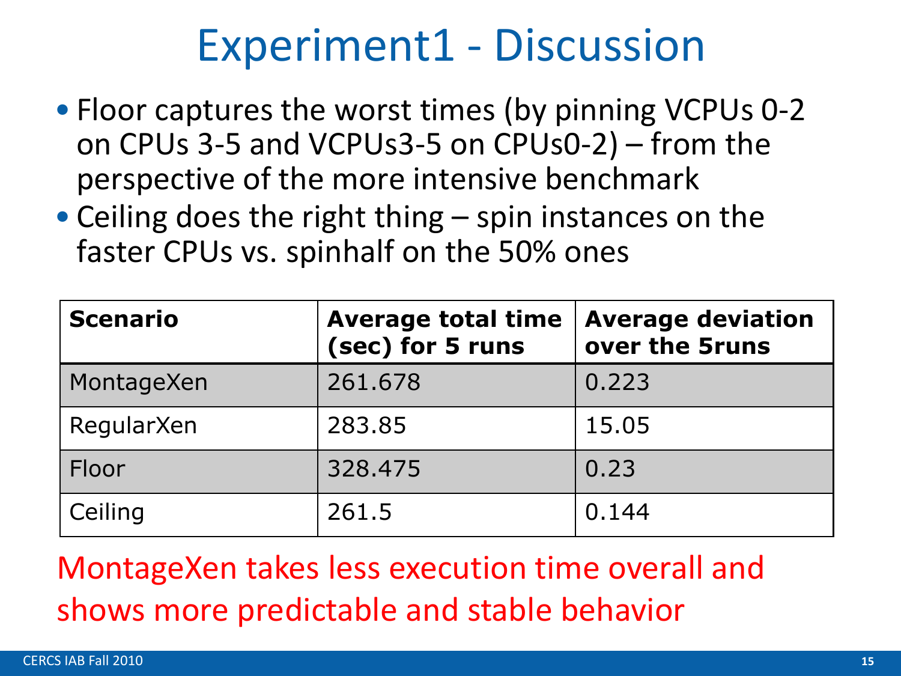# Experiment1 - Discussion

- Floor captures the worst times (by pinning VCPUs 0-2 on CPUs 3-5 and VCPUs3-5 on CPUs0-2) – from the perspective of the more intensive benchmark
- Ceiling does the right thing – spin instances on the faster CPUs vs. spinhalf on the 50% ones

| Scenario | Average total time (sec) for 5 runs | Average deviation over the 5runs |
| --- | --- | --- |
| MontageXen | 261.678 | 0.223 |
| RegularXen | 283.85 | 15.05 |
| Floor | 328.475 | 0.23 |
| Ceiling | 261.5 | 0.144 |

MontageXen takes less execution time overall and shows more predictable and stable behavior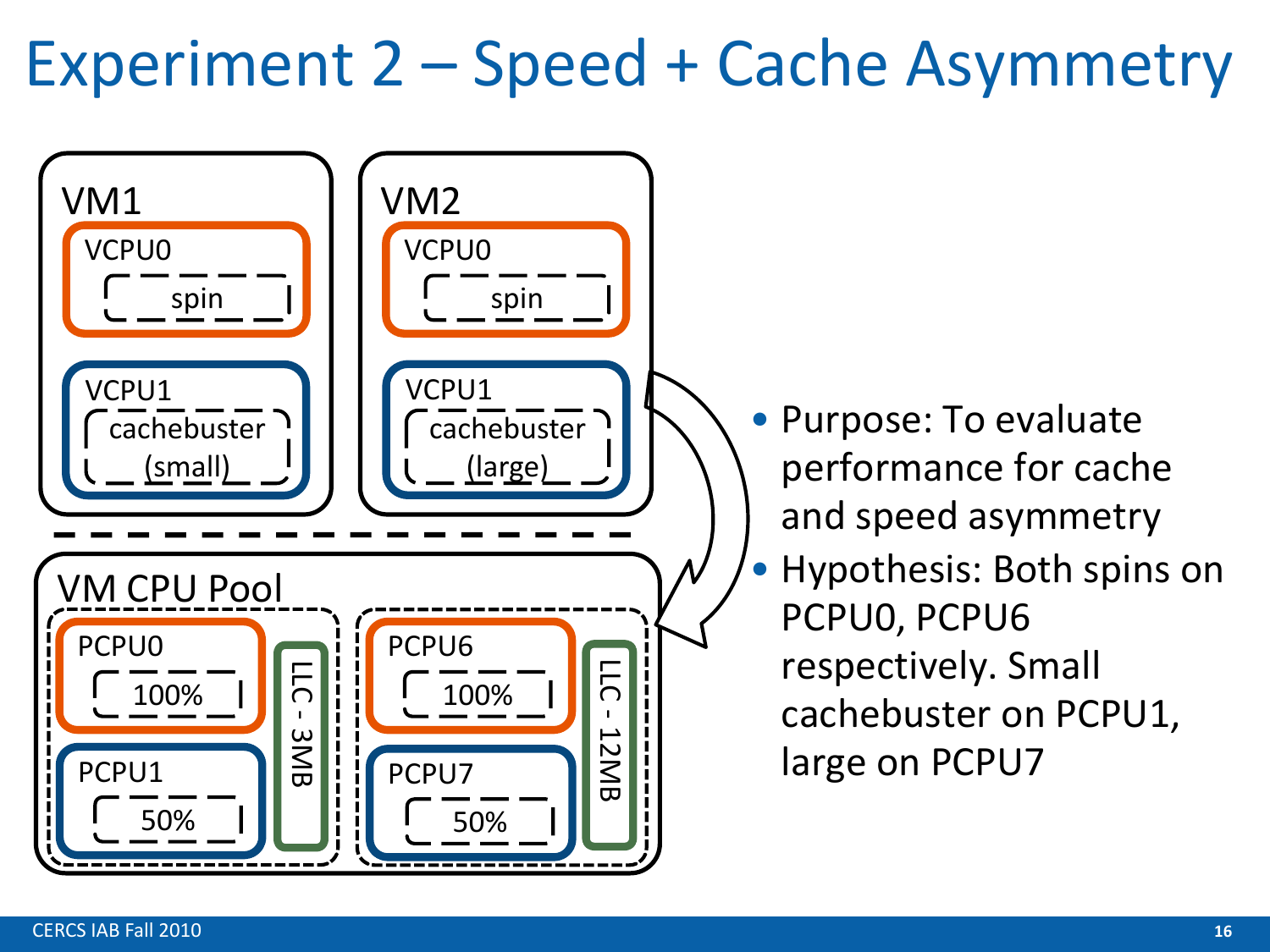# Experiment 2 – Speed + Cache Asymmetry

VM1

VCPU0
spin

VCPU1
cachebuster (small)

VM2

VCPU0
spin

VCPU1
cachebuster (large)

VM CPU Pool

PCPU0
100%

PCPU1
50%

LLC - 3MB

PCPU6
100%

PCPU7
50%

LLC - 12MB

- Purpose: To evaluate performance for cache and speed asymmetry
- Hypothesis: Both spins on PCPU0, PCPU6 respectively. Small cachebuster on PCPU1, large on PCPU7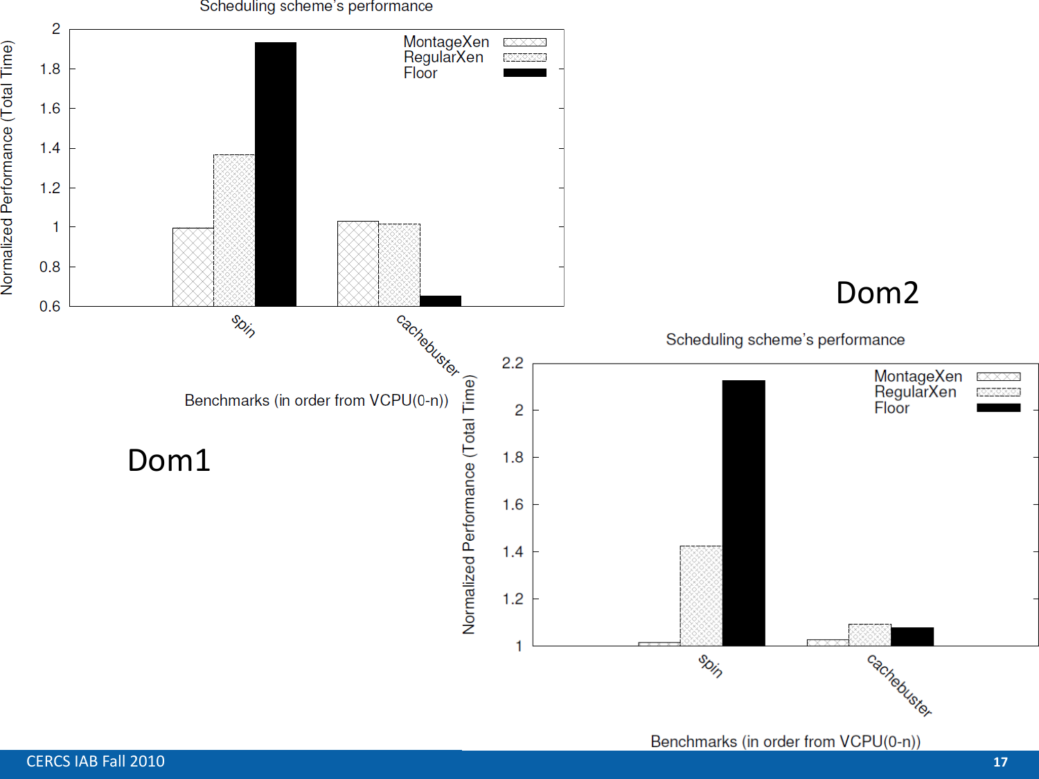## Dom1

Scheduling scheme's performance

| Benchmark | MontageXen | RegularXen | Floor |
|---|---|---|---|
| spin | 1.0 | 1.37 | 1.93 |
| cachebuster | 1.03 | 1.02 | 0.65 |

Normalized Performance (Total Time)

Benchmarks (in order from VCPU(0-n))

## Dom2

Scheduling scheme's performance

| Benchmark | MontageXen | RegularXen | Floor |
|---|---|---|---|
| spin | 1.01 | 1.42 | 2.13 |
| cachebuster | 1.03 | 1.09 | 1.08 |

Normalized Performance (Total Time)

Benchmarks (in order from VCPU(0-n))

CERCS IAB Fall 2010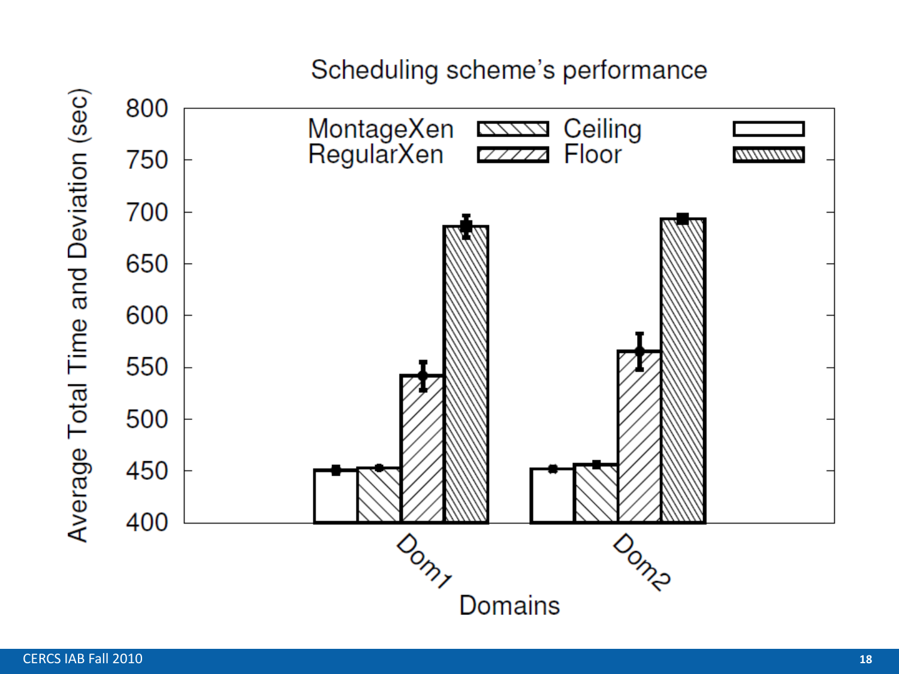Scheduling scheme's performance

Average Total Time and Deviation (sec)

800
750
700
650
600
550
500
450
400

MontageXen
RegularXen
Ceiling
Floor

Dom1
Dom2

Domains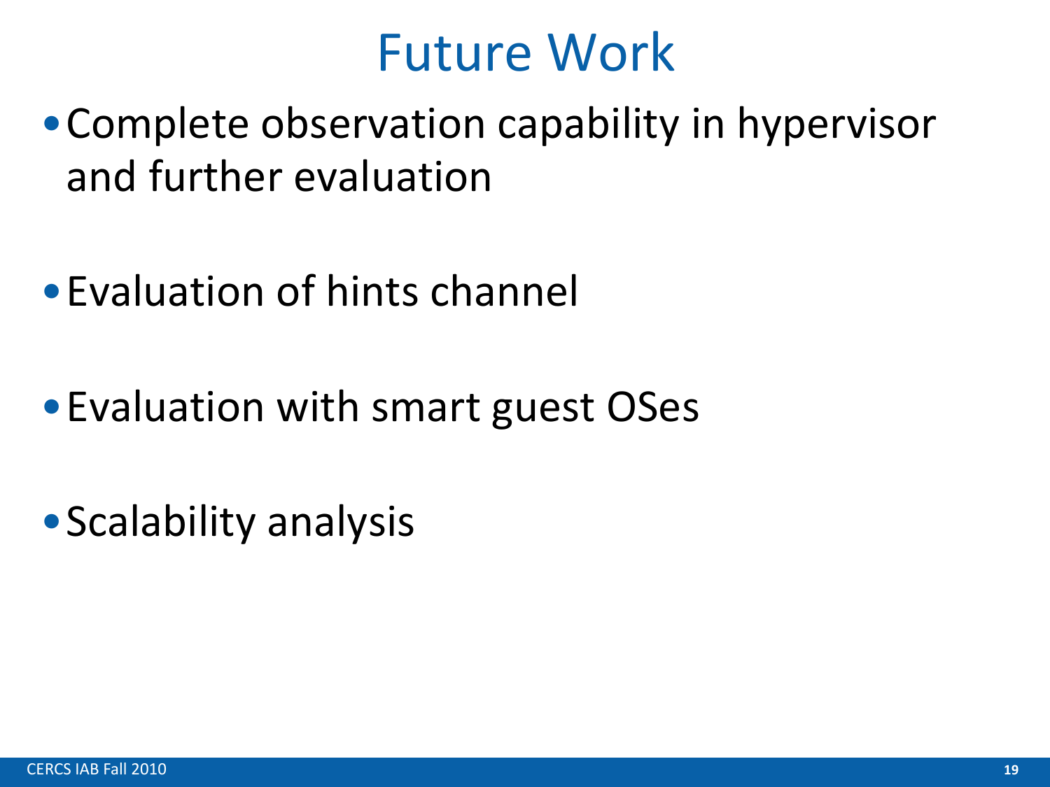# Future Work

- Complete observation capability in hypervisor and further evaluation
- Evaluation of hints channel
- Evaluation with smart guest OSes
- Scalability analysis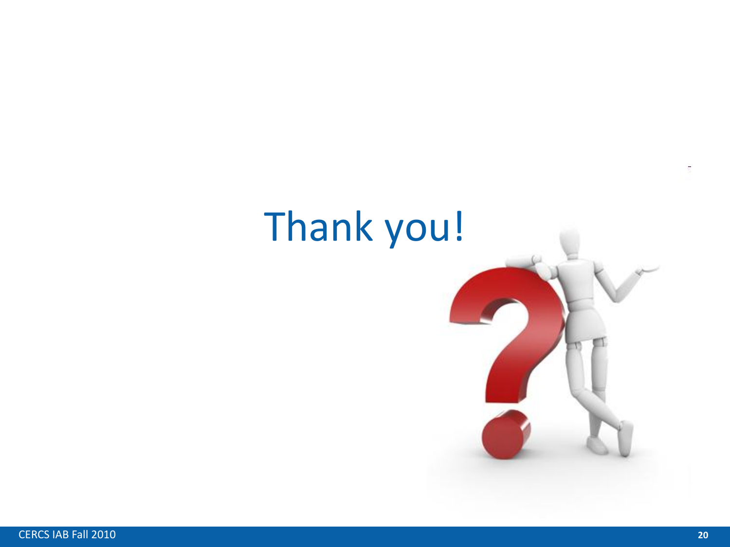# Thank you!